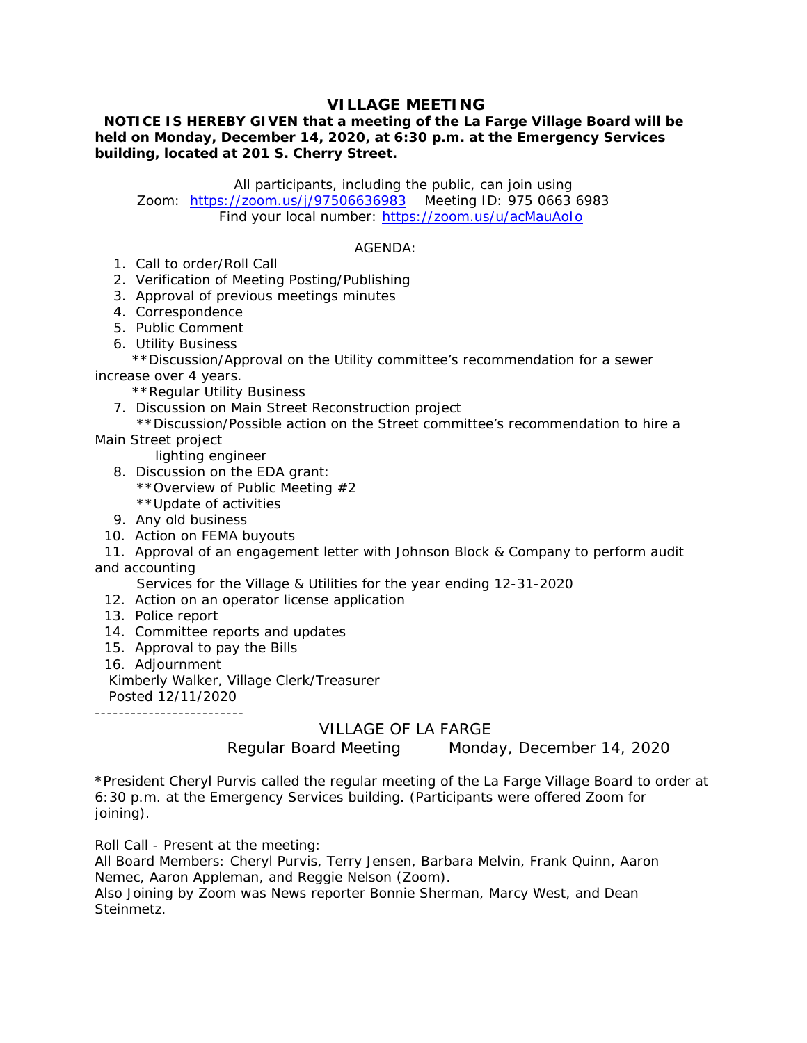# VILLAGE MEETING

**NOTICE IS HEREBY GIVEN that a meeting of the La Farge Village Board will be held on Monday, December 14, 2020, at 6:30 p.m. at the Emergency Services building, located at 201 S. Cherry Street.**

All participants, including the public, can join using
Zoom: https://zoom.us/j/97506636983 Meeting ID: 975 0663 6983
Find your local number: https://zoom.us/u/acMauAoIo

AGENDA:

1. Call to order/Roll Call
2. Verification of Meeting Posting/Publishing
3. Approval of previous meetings minutes
4. Correspondence
5. Public Comment
6. Utility Business
   **Discussion/Approval on the Utility committee's recommendation for a sewer increase over 4 years.
   **Regular Utility Business
7. Discussion on Main Street Reconstruction project
   **Discussion/Possible action on the Street committee's recommendation to hire a Main Street project lighting engineer
8. Discussion on the EDA grant:
   **Overview of Public Meeting #2
   **Update of activities
9. Any old business
10. Action on FEMA buyouts
11. Approval of an engagement letter with Johnson Block & Company to perform audit and accounting Services for the Village & Utilities for the year ending 12-31-2020
12. Action on an operator license application
13. Police report
14. Committee reports and updates
15. Approval to pay the Bills
16. Adjournment

Kimberly Walker, Village Clerk/Treasurer
Posted 12/11/2020

-------------------------

## VILLAGE OF LA FARGE

Regular Board Meeting Monday, December 14, 2020

*President Cheryl Purvis called the regular meeting of the La Farge Village Board to order at 6:30 p.m. at the Emergency Services building. (Participants were offered Zoom for joining).

Roll Call - Present at the meeting:
All Board Members: Cheryl Purvis, Terry Jensen, Barbara Melvin, Frank Quinn, Aaron Nemec, Aaron Appleman, and Reggie Nelson (Zoom).
Also Joining by Zoom was News reporter Bonnie Sherman, Marcy West, and Dean Steinmetz.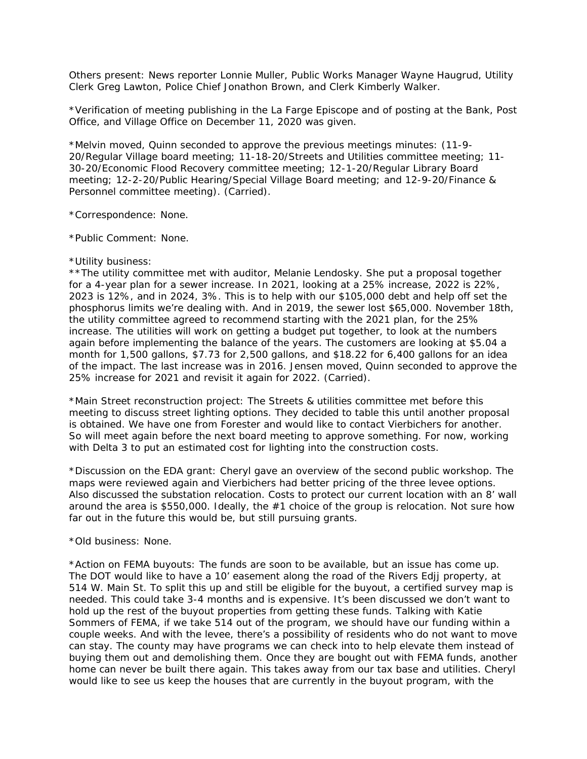Others present: News reporter Lonnie Muller, Public Works Manager Wayne Haugrud, Utility Clerk Greg Lawton, Police Chief Jonathon Brown, and Clerk Kimberly Walker.

*Verification of meeting publishing in the La Farge Episcope and of posting at the Bank, Post Office, and Village Office on December 11, 2020 was given.

*Melvin moved, Quinn seconded to approve the previous meetings minutes: (11-9-20/Regular Village board meeting; 11-18-20/Streets and Utilities committee meeting; 11-30-20/Economic Flood Recovery committee meeting; 12-1-20/Regular Library Board meeting; 12-2-20/Public Hearing/Special Village Board meeting; and 12-9-20/Finance & Personnel committee meeting). (Carried).

*Correspondence: None.

*Public Comment: None.

*Utility business:
**The utility committee met with auditor, Melanie Lendosky. She put a proposal together for a 4-year plan for a sewer increase. In 2021, looking at a 25% increase, 2022 is 22%, 2023 is 12%, and in 2024, 3%. This is to help with our $105,000 debt and help off set the phosphorus limits we're dealing with. And in 2019, the sewer lost $65,000. November 18th, the utility committee agreed to recommend starting with the 2021 plan, for the 25% increase. The utilities will work on getting a budget put together, to look at the numbers again before implementing the balance of the years. The customers are looking at $5.04 a month for 1,500 gallons, $7.73 for 2,500 gallons, and $18.22 for 6,400 gallons for an idea of the impact. The last increase was in 2016. Jensen moved, Quinn seconded to approve the 25% increase for 2021 and revisit it again for 2022. (Carried).

*Main Street reconstruction project: The Streets & utilities committee met before this meeting to discuss street lighting options. They decided to table this until another proposal is obtained. We have one from Forester and would like to contact Vierbichers for another. So will meet again before the next board meeting to approve something. For now, working with Delta 3 to put an estimated cost for lighting into the construction costs.

*Discussion on the EDA grant: Cheryl gave an overview of the second public workshop. The maps were reviewed again and Vierbichers had better pricing of the three levee options. Also discussed the substation relocation. Costs to protect our current location with an 8' wall around the area is $550,000. Ideally, the #1 choice of the group is relocation. Not sure how far out in the future this would be, but still pursuing grants.

*Old business: None.

*Action on FEMA buyouts: The funds are soon to be available, but an issue has come up. The DOT would like to have a 10' easement along the road of the Rivers Edjj property, at 514 W. Main St. To split this up and still be eligible for the buyout, a certified survey map is needed. This could take 3-4 months and is expensive. It's been discussed we don't want to hold up the rest of the buyout properties from getting these funds. Talking with Katie Sommers of FEMA, if we take 514 out of the program, we should have our funding within a couple weeks. And with the levee, there's a possibility of residents who do not want to move can stay. The county may have programs we can check into to help elevate them instead of buying them out and demolishing them. Once they are bought out with FEMA funds, another home can never be built there again. This takes away from our tax base and utilities. Cheryl would like to see us keep the houses that are currently in the buyout program, with the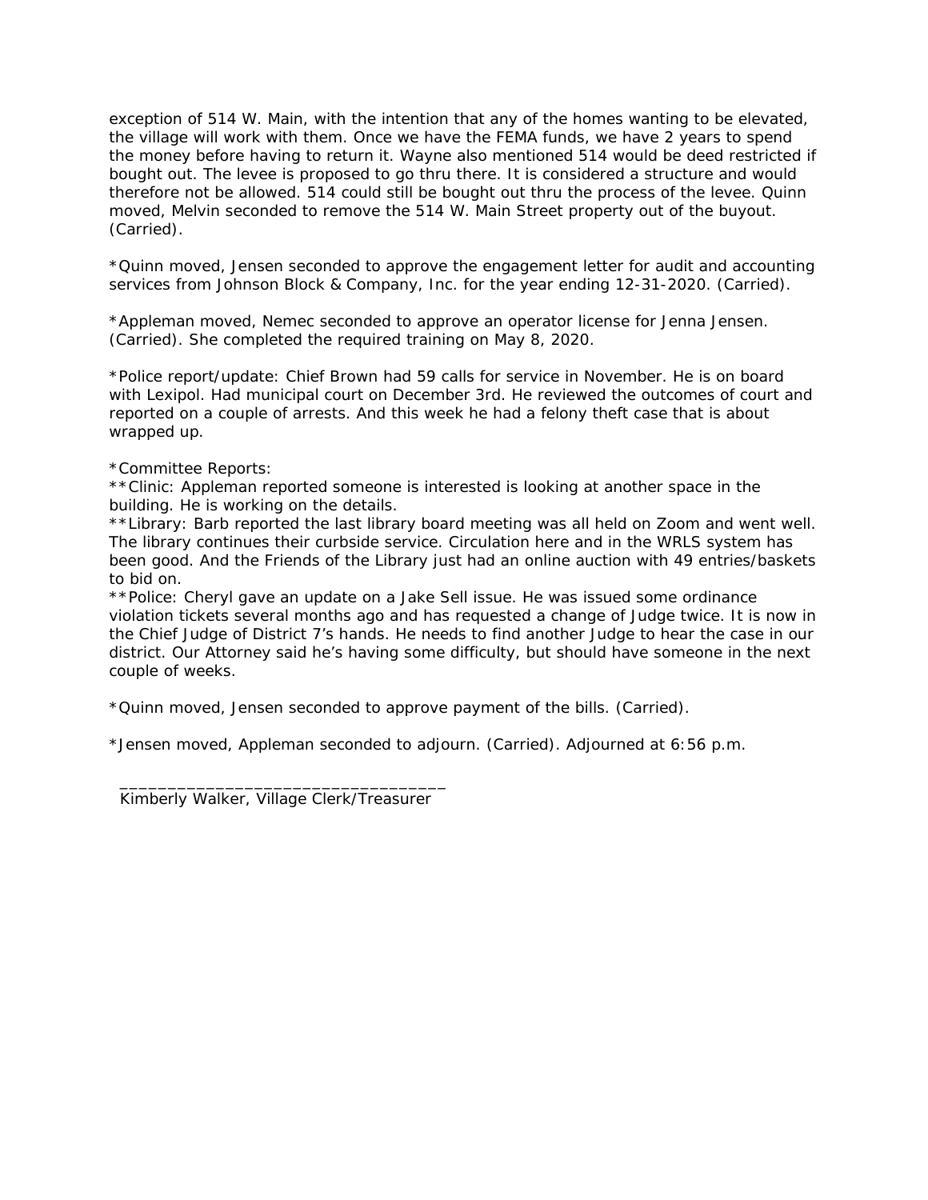exception of 514 W. Main, with the intention that any of the homes wanting to be elevated, the village will work with them. Once we have the FEMA funds, we have 2 years to spend the money before having to return it. Wayne also mentioned 514 would be deed restricted if bought out. The levee is proposed to go thru there. It is considered a structure and would therefore not be allowed. 514 could still be bought out thru the process of the levee. Quinn moved, Melvin seconded to remove the 514 W. Main Street property out of the buyout. (Carried).

*Quinn moved, Jensen seconded to approve the engagement letter for audit and accounting services from Johnson Block & Company, Inc. for the year ending 12-31-2020. (Carried).

*Appleman moved, Nemec seconded to approve an operator license for Jenna Jensen. (Carried). She completed the required training on May 8, 2020.

*Police report/update: Chief Brown had 59 calls for service in November. He is on board with Lexipol. Had municipal court on December 3rd. He reviewed the outcomes of court and reported on a couple of arrests. And this week he had a felony theft case that is about wrapped up.

*Committee Reports:
**Clinic: Appleman reported someone is interested is looking at another space in the building. He is working on the details.
**Library: Barb reported the last library board meeting was all held on Zoom and went well. The library continues their curbside service. Circulation here and in the WRLS system has been good. And the Friends of the Library just had an online auction with 49 entries/baskets to bid on.
**Police: Cheryl gave an update on a Jake Sell issue. He was issued some ordinance violation tickets several months ago and has requested a change of Judge twice. It is now in the Chief Judge of District 7's hands. He needs to find another Judge to hear the case in our district. Our Attorney said he's having some difficulty, but should have someone in the next couple of weeks.

*Quinn moved, Jensen seconded to approve payment of the bills. (Carried).

*Jensen moved, Appleman seconded to adjourn. (Carried). Adjourned at 6:56 p.m.

___________________________________
Kimberly Walker, Village Clerk/Treasurer